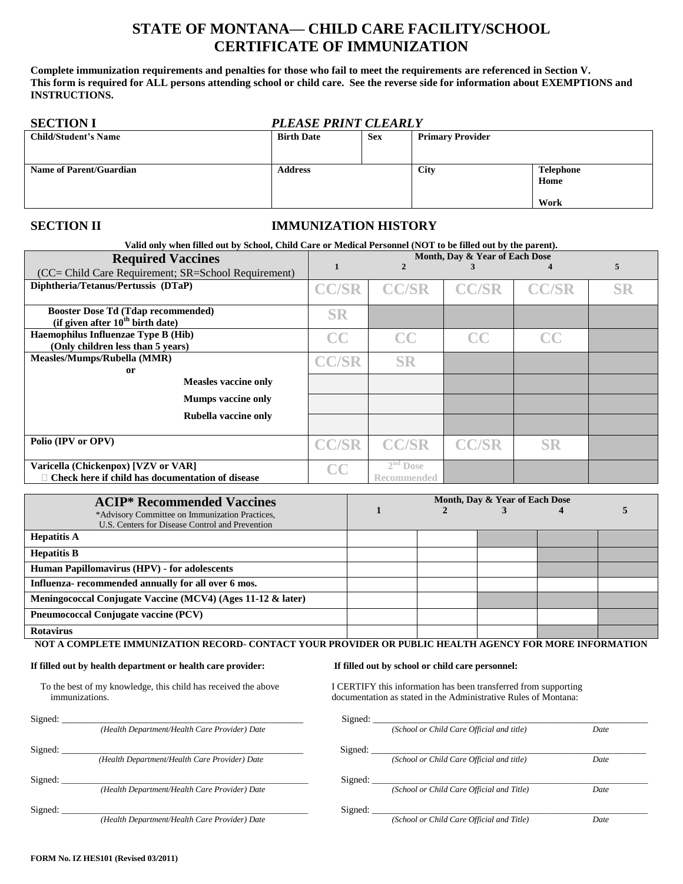# STATE OF MONTANA— CHILD CARE FACILITY/SCHOOL CERTIFICATE OF IMMUNIZATION

**Complete immunization requirements and penalties for those who fail to meet the requirements are referenced in Section V. This form is required for ALL persons attending school or child care. See the reverse side for information about EXEMPTIONS and INSTRUCTIONS.**

## SECTION I *PLEASE PRINT CLEARLY*

| Child/Student's Name | Birth Date | Sex | Primary Provider | |
|---|---|---|---|---|
| **Name of Parent/Guardian** | **Address** | | **City** | **Telephone** Home<br>Work |

## SECTION II IMMUNIZATION HISTORY

**Valid only when filled out by School, Child Care or Medical Personnel (NOT to be filled out by the parent).**

| Required Vaccines (CC= Child Care Requirement; SR=School Requirement) | Month, Day & Year of Each Dose 1 | 2 | 3 | 4 | 5 |
|---|---|---|---|---|---|
| **Diphtheria/Tetanus/Pertussis (DTaP)** | CC/SR | CC/SR | CC/SR | CC/SR | SR |
| **Booster Dose Td (Tdap recommended) (if given after 10th birth date)** | SR | | | | |
| **Haemophilus Influenzae Type B (Hib) (Only children less than 5 years)** | CC | CC | CC | CC | |
| **Measles/Mumps/Rubella (MMR)** or | CC/SR | SR | | | |
| **Measles vaccine only** | | | | | |
| **Mumps vaccine only** | | | | | |
| **Rubella vaccine only** | | | | | |
| **Polio (IPV or OPV)** | CC/SR | CC/SR | CC/SR | SR | |
| **Varicella (Chickenpox) [VZV or VAR]** ☐ **Check here if child has documentation of disease** | CC | 2nd Dose Recommended | | | |

| ACIP* Recommended Vaccines *Advisory Committee on Immunization Practices, U.S. Centers for Disease Control and Prevention | Month, Day & Year of Each Dose 1 | 2 | 3 | 4 | 5 |
|---|---|---|---|---|---|
| **Hepatitis A** | | | | | |
| **Hepatitis B** | | | | | |
| **Human Papillomavirus (HPV) - for adolescents** | | | | | |
| **Influenza- recommended annually for all over 6 mos.** | | | | | |
| **Meningococcal Conjugate Vaccine (MCV4) (Ages 11-12 & later)** | | | | | |
| **Pneumococcal Conjugate vaccine (PCV)** | | | | | |
| **Rotavirus** | | | | | |

**NOT A COMPLETE IMMUNIZATION RECORD- CONTACT YOUR PROVIDER OR PUBLIC HEALTH AGENCY FOR MORE INFORMATION**

**If filled out by health department or health care provider:**

To the best of my knowledge, this child has received the above immunizations.

Signed: ______________________________________________
*(Health Department/Health Care Provider) Date*

Signed: ______________________________________________
*(Health Department/Health Care Provider) Date*

Signed: ______________________________________________
*(Health Department/Health Care Provider) Date*

Signed: ______________________________________________
*(Health Department/Health Care Provider) Date*

**If filled out by school or child care personnel:**

I CERTIFY this information has been transferred from supporting documentation as stated in the Administrative Rules of Montana:

Signed: ______________________________________________
*(School or Child Care Official and title) Date*

Signed: ______________________________________________
*(School or Child Care Official and title) Date*

Signed: ______________________________________________
*(School or Child Care Official and Title) Date*

Signed: ______________________________________________
*(School or Child Care Official and Title) Date*

**FORM No. IZ HES101 (Revised 03/2011)**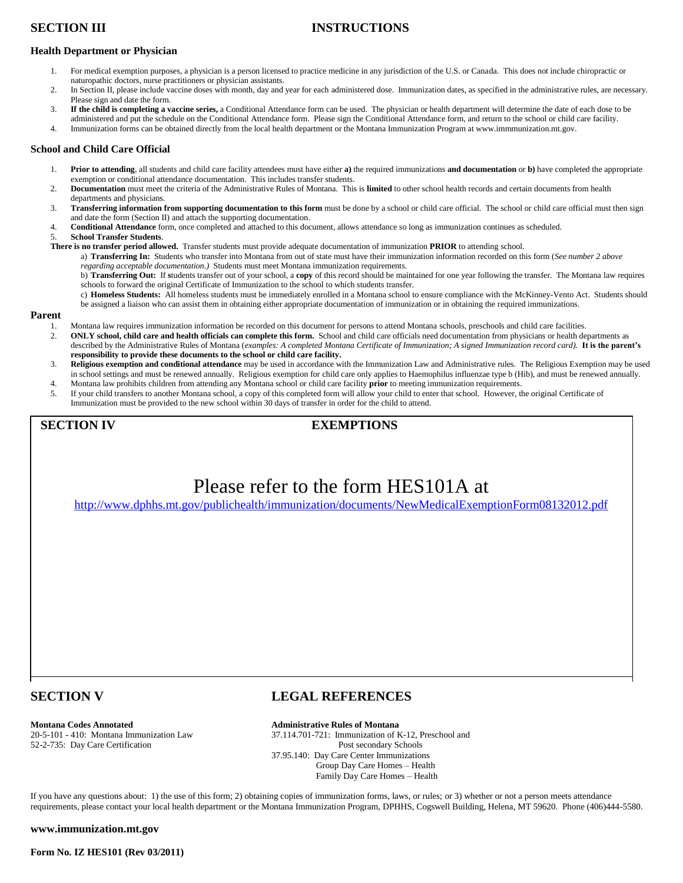## SECTION III — INSTRUCTIONS

### Health Department or Physician

1. For medical exemption purposes, a physician is a person licensed to practice medicine in any jurisdiction of the U.S. or Canada. This does not include chiropractic or naturopathic doctors, nurse practitioners or physician assistants.
2. In Section II, please include vaccine doses with month, day and year for each administered dose. Immunization dates, as specified in the administrative rules, are necessary. Please sign and date the form.
3. **If the child is completing a vaccine series,** a Conditional Attendance form can be used. The physician or health department will determine the date of each dose to be administered and put the schedule on the Conditional Attendance form. Please sign the Conditional Attendance form, and return to the school or child care facility.
4. Immunization forms can be obtained directly from the local health department or the Montana Immunization Program at www.immmunization.mt.gov.

### School and Child Care Official

1. **Prior to attending**, all students and child care facility attendees must have either **a)** the required immunizations **and documentation** or **b)** have completed the appropriate exemption or conditional attendance documentation. This includes transfer students.
2. **Documentation** must meet the criteria of the Administrative Rules of Montana. This is **limited** to other school health records and certain documents from health departments and physicians.
3. **Transferring information from supporting documentation to this form** must be done by a school or child care official. The school or child care official must then sign and date the form (Section II) and attach the supporting documentation.
4. **Conditional Attendance** form, once completed and attached to this document, allows attendance so long as immunization continues as scheduled.
5. **School Transfer Students**.

**There is no transfer period allowed.** Transfer students must provide adequate documentation of immunization **PRIOR** to attending school.

a) **Transferring In:** Students who transfer into Montana from out of state must have their immunization information recorded on this form (*See number 2 above regarding acceptable documentation.)* Students must meet Montana immunization requirements.

b) **Transferring Out:** If students transfer out of your school, a **copy** of this record should be maintained for one year following the transfer. The Montana law requires schools to forward the original Certificate of Immunization to the school to which students transfer.

c) **Homeless Students:** All homeless students must be immediately enrolled in a Montana school to ensure compliance with the McKinney-Vento Act. Students should be assigned a liaison who can assist them in obtaining either appropriate documentation of immunization or in obtaining the required immunizations.

### Parent

1. Montana law requires immunization information be recorded on this document for persons to attend Montana schools, preschools and child care facilities.
2. **ONLY school, child care and health officials can complete this form.** School and child care officials need documentation from physicians or health departments as described by the Administrative Rules of Montana (*examples: A completed Montana Certificate of Immunization; A signed Immunization record card).* **It is the parent's responsibility to provide these documents to the school or child care facility.**
3. **Religious exemption and conditional attendance** may be used in accordance with the Immunization Law and Administrative rules. The Religious Exemption may be used in school settings and must be renewed annually. Religious exemption for child care only applies to Haemophilus influenzae type b (Hib), and must be renewed annually.
4. Montana law prohibits children from attending any Montana school or child care facility **prior** to meeting immunization requirements.
5. If your child transfers to another Montana school, a copy of this completed form will allow your child to enter that school. However, the original Certificate of Immunization must be provided to the new school within 30 days of transfer in order for the child to attend.

## SECTION IV — EXEMPTIONS

Please refer to the form HES101A at

http://www.dphhs.mt.gov/publichealth/immunization/documents/NewMedicalExemptionForm08132012.pdf

## SECTION V — LEGAL REFERENCES

**Montana Codes Annotated**
20-5-101 - 410: Montana Immunization Law
52-2-735: Day Care Certification

**Administrative Rules of Montana**
37.114.701-721: Immunization of K-12, Preschool and Post secondary Schools
37.95.140: Day Care Center Immunizations
Group Day Care Homes – Health
Family Day Care Homes – Health

If you have any questions about: 1) the use of this form; 2) obtaining copies of immunization forms, laws, or rules; or 3) whether or not a person meets attendance requirements, please contact your local health department or the Montana Immunization Program, DPHHS, Cogswell Building, Helena, MT 59620. Phone (406)444-5580.

**www.immunization.mt.gov**

**Form No. IZ HES101 (Rev 03/2011)**